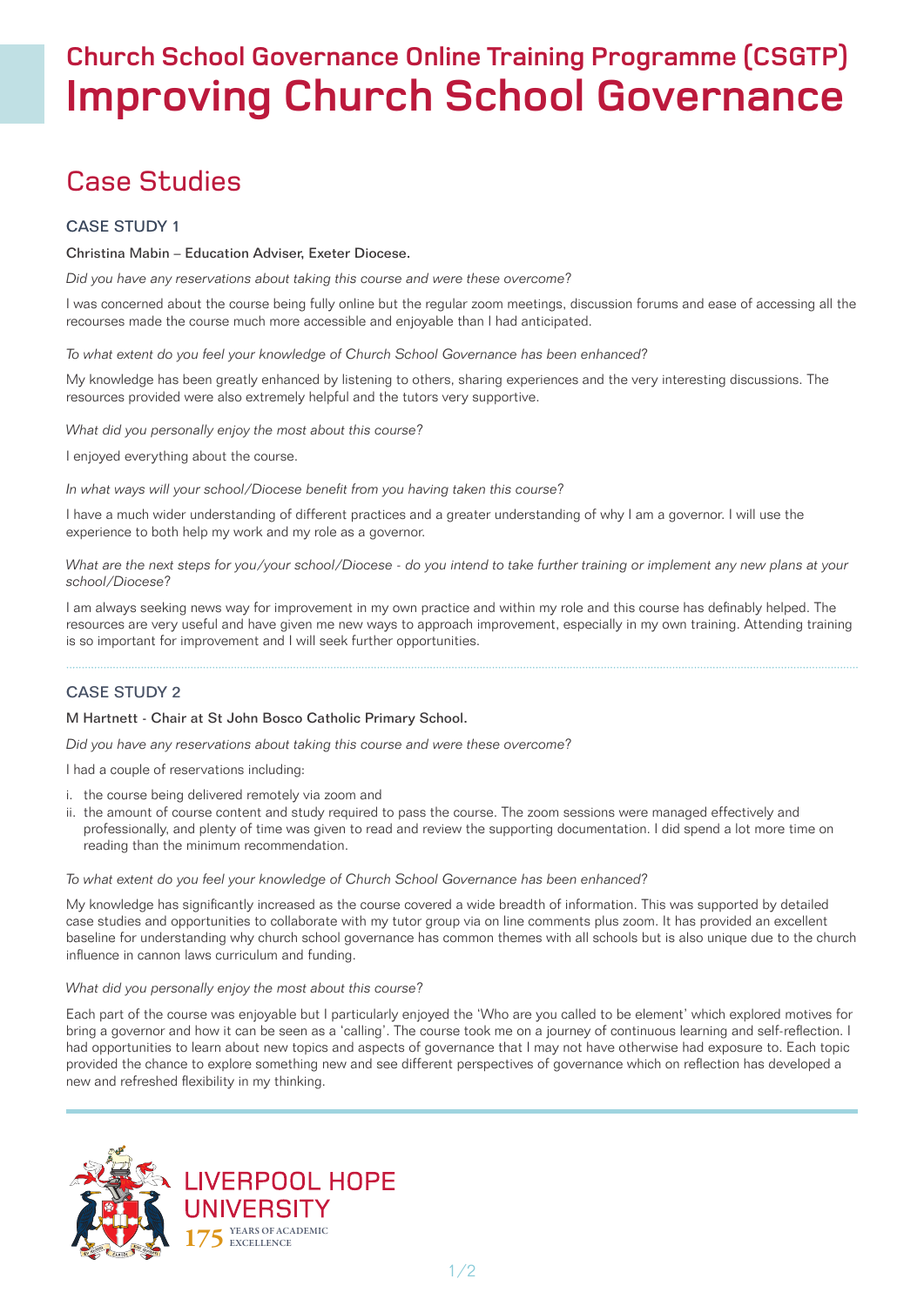# Church School Governance Online Training Programme (CSGTP)
# Improving Church School Governance

## Case Studies

### CASE STUDY 1

Christina Mabin – Education Adviser, Exeter Diocese.

*Did you have any reservations about taking this course and were these overcome?*

I was concerned about the course being fully online but the regular zoom meetings, discussion forums and ease of accessing all the recourses made the course much more accessible and enjoyable than I had anticipated.

*To what extent do you feel your knowledge of Church School Governance has been enhanced?*

My knowledge has been greatly enhanced by listening to others, sharing experiences and the very interesting discussions. The resources provided were also extremely helpful and the tutors very supportive.

*What did you personally enjoy the most about this course?*

I enjoyed everything about the course.

*In what ways will your school/Diocese benefit from you having taken this course?*

I have a much wider understanding of different practices and a greater understanding of why I am a governor. I will use the experience to both help my work and my role as a governor.

*What are the next steps for you/your school/Diocese - do you intend to take further training or implement any new plans at your school/Diocese?*

I am always seeking news way for improvement in my own practice and within my role and this course has definably helped. The resources are very useful and have given me new ways to approach improvement, especially in my own training. Attending training is so important for improvement and I will seek further opportunities.

### CASE STUDY 2

M Hartnett - Chair at St John Bosco Catholic Primary School.

*Did you have any reservations about taking this course and were these overcome?*

I had a couple of reservations including:

i. the course being delivered remotely via zoom and
ii. the amount of course content and study required to pass the course. The zoom sessions were managed effectively and professionally, and plenty of time was given to read and review the supporting documentation. I did spend a lot more time on reading than the minimum recommendation.

*To what extent do you feel your knowledge of Church School Governance has been enhanced?*

My knowledge has significantly increased as the course covered a wide breadth of information. This was supported by detailed case studies and opportunities to collaborate with my tutor group via on line comments plus zoom. It has provided an excellent baseline for understanding why church school governance has common themes with all schools but is also unique due to the church influence in cannon laws curriculum and funding.

*What did you personally enjoy the most about this course?*

Each part of the course was enjoyable but I particularly enjoyed the 'Who are you called to be element' which explored motives for bring a governor and how it can be seen as a 'calling'. The course took me on a journey of continuous learning and self-reflection. I had opportunities to learn about new topics and aspects of governance that I may not have otherwise had exposure to. Each topic provided the chance to explore something new and see different perspectives of governance which on reflection has developed a new and refreshed flexibility in my thinking.

LIVERPOOL HOPE UNIVERSITY
175 YEARS OF ACADEMIC EXCELLENCE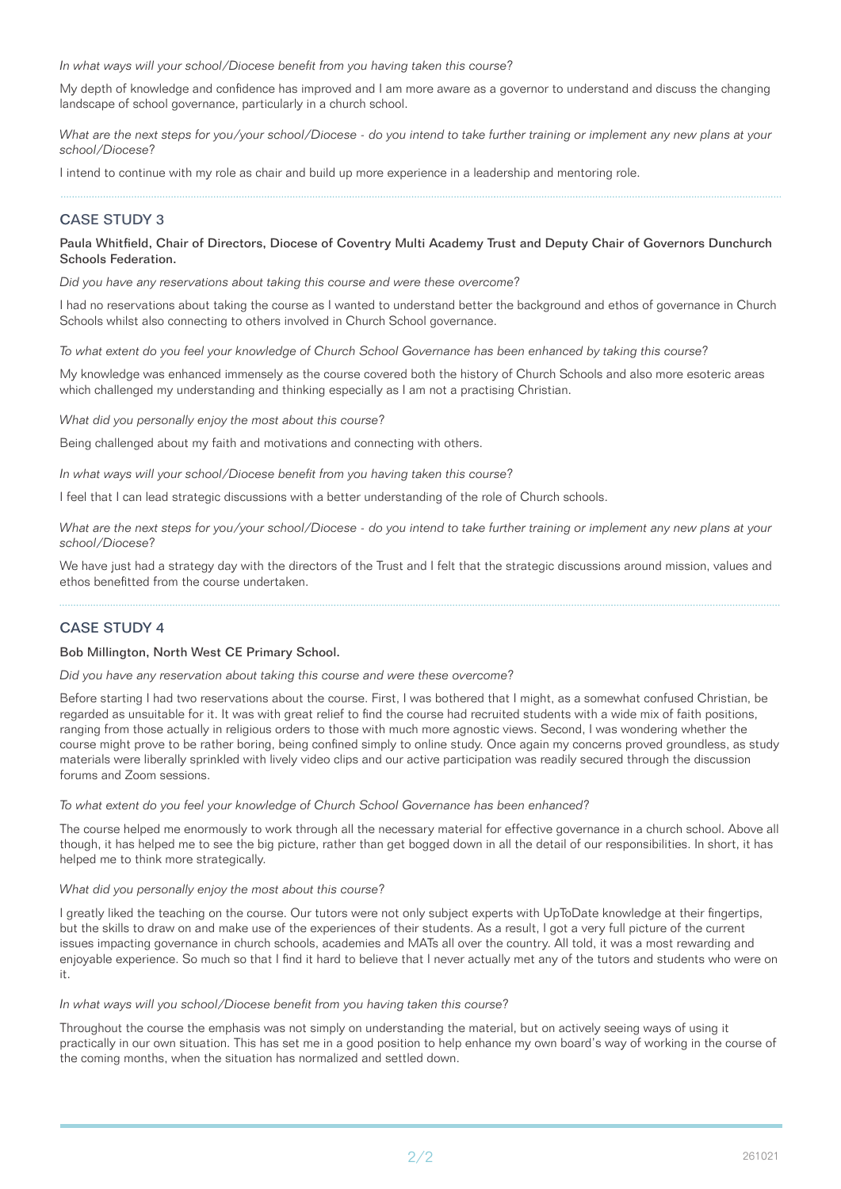*In what ways will your school/Diocese benefit from you having taken this course?*

My depth of knowledge and confidence has improved and I am more aware as a governor to understand and discuss the changing landscape of school governance, particularly in a church school.

*What are the next steps for you/your school/Diocese - do you intend to take further training or implement any new plans at your school/Diocese?*

I intend to continue with my role as chair and build up more experience in a leadership and mentoring role.

## CASE STUDY 3

Paula Whitfield, Chair of Directors, Diocese of Coventry Multi Academy Trust and Deputy Chair of Governors Dunchurch Schools Federation.

*Did you have any reservations about taking this course and were these overcome?*

I had no reservations about taking the course as I wanted to understand better the background and ethos of governance in Church Schools whilst also connecting to others involved in Church School governance.

*To what extent do you feel your knowledge of Church School Governance has been enhanced by taking this course?*

My knowledge was enhanced immensely as the course covered both the history of Church Schools and also more esoteric areas which challenged my understanding and thinking especially as I am not a practising Christian.

*What did you personally enjoy the most about this course?*

Being challenged about my faith and motivations and connecting with others.

*In what ways will your school/Diocese benefit from you having taken this course?*

I feel that I can lead strategic discussions with a better understanding of the role of Church schools.

*What are the next steps for you/your school/Diocese - do you intend to take further training or implement any new plans at your school/Diocese?*

We have just had a strategy day with the directors of the Trust and I felt that the strategic discussions around mission, values and ethos benefitted from the course undertaken.

## CASE STUDY 4

Bob Millington, North West CE Primary School.

*Did you have any reservation about taking this course and were these overcome?*

Before starting I had two reservations about the course. First, I was bothered that I might, as a somewhat confused Christian, be regarded as unsuitable for it. It was with great relief to find the course had recruited students with a wide mix of faith positions, ranging from those actually in religious orders to those with much more agnostic views. Second, I was wondering whether the course might prove to be rather boring, being confined simply to online study. Once again my concerns proved groundless, as study materials were liberally sprinkled with lively video clips and our active participation was readily secured through the discussion forums and Zoom sessions.

*To what extent do you feel your knowledge of Church School Governance has been enhanced?*

The course helped me enormously to work through all the necessary material for effective governance in a church school. Above all though, it has helped me to see the big picture, rather than get bogged down in all the detail of our responsibilities. In short, it has helped me to think more strategically.

*What did you personally enjoy the most about this course?*

I greatly liked the teaching on the course. Our tutors were not only subject experts with UpToDate knowledge at their fingertips, but the skills to draw on and make use of the experiences of their students. As a result, I got a very full picture of the current issues impacting governance in church schools, academies and MATs all over the country. All told, it was a most rewarding and enjoyable experience. So much so that I find it hard to believe that I never actually met any of the tutors and students who were on it.

*In what ways will you school/Diocese benefit from you having taken this course?*

Throughout the course the emphasis was not simply on understanding the material, but on actively seeing ways of using it practically in our own situation. This has set me in a good position to help enhance my own board's way of working in the course of the coming months, when the situation has normalized and settled down.

261021